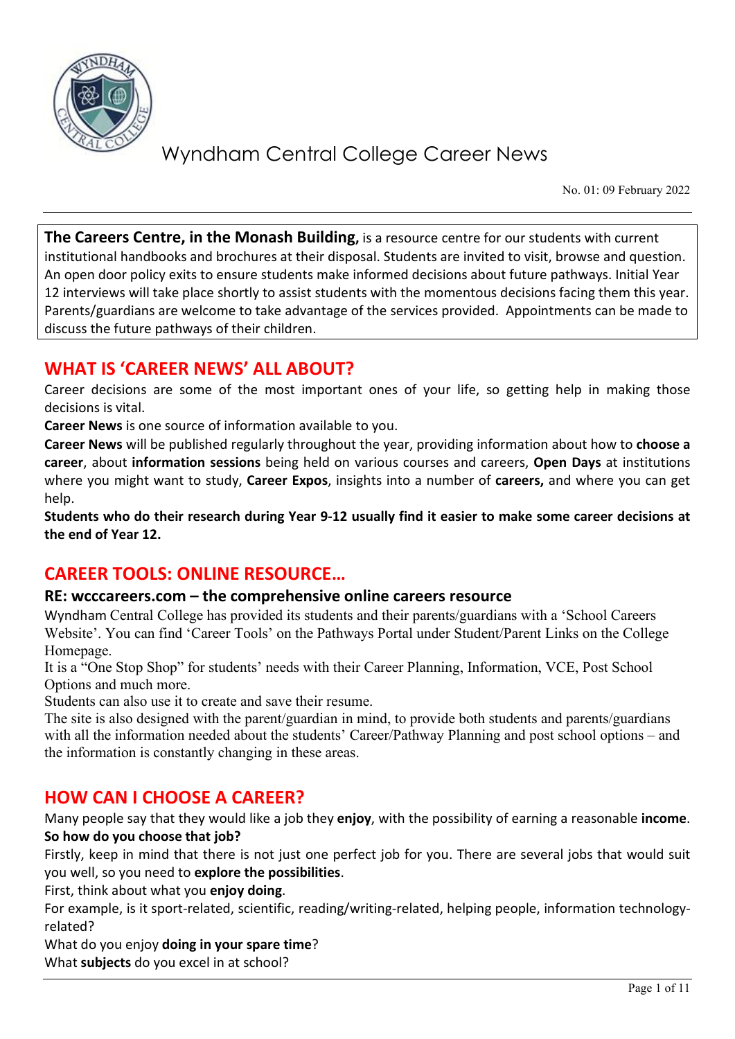# Wyndham Central College Career News

No. 01: 09 February 2022

**The Careers Centre, in the Monash Building,** is a resource centre for our students with current institutional handbooks and brochures at their disposal. Students are invited to visit, browse and question. An open door policy exits to ensure students make informed decisions about future pathways. Initial Year 12 interviews will take place shortly to assist students with the momentous decisions facing them this year. Parents/guardians are welcome to take advantage of the services provided. Appointments can be made to discuss the future pathways of their children.

## WHAT IS 'CAREER NEWS' ALL ABOUT?

Career decisions are some of the most important ones of your life, so getting help in making those decisions is vital.

**Career News** is one source of information available to you.

**Career News** will be published regularly throughout the year, providing information about how to **choose a career**, about **information sessions** being held on various courses and careers, **Open Days** at institutions where you might want to study, **Career Expos**, insights into a number of **careers,** and where you can get help.

**Students who do their research during Year 9-12 usually find it easier to make some career decisions at the end of Year 12.**

## CAREER TOOLS: ONLINE RESOURCE…

### RE: wcccareers.com – the comprehensive online careers resource

Wyndham Central College has provided its students and their parents/guardians with a 'School Careers Website'. You can find 'Career Tools' on the Pathways Portal under Student/Parent Links on the College Homepage.

It is a "One Stop Shop" for students' needs with their Career Planning, Information, VCE, Post School Options and much more.

Students can also use it to create and save their resume.

The site is also designed with the parent/guardian in mind, to provide both students and parents/guardians with all the information needed about the students' Career/Pathway Planning and post school options – and the information is constantly changing in these areas.

## HOW CAN I CHOOSE A CAREER?

Many people say that they would like a job they **enjoy**, with the possibility of earning a reasonable **income**.

**So how do you choose that job?**

Firstly, keep in mind that there is not just one perfect job for you. There are several jobs that would suit you well, so you need to **explore the possibilities**.

First, think about what you **enjoy doing**.

For example, is it sport-related, scientific, reading/writing-related, helping people, information technology-related?

What do you enjoy **doing in your spare time**?

What **subjects** do you excel in at school?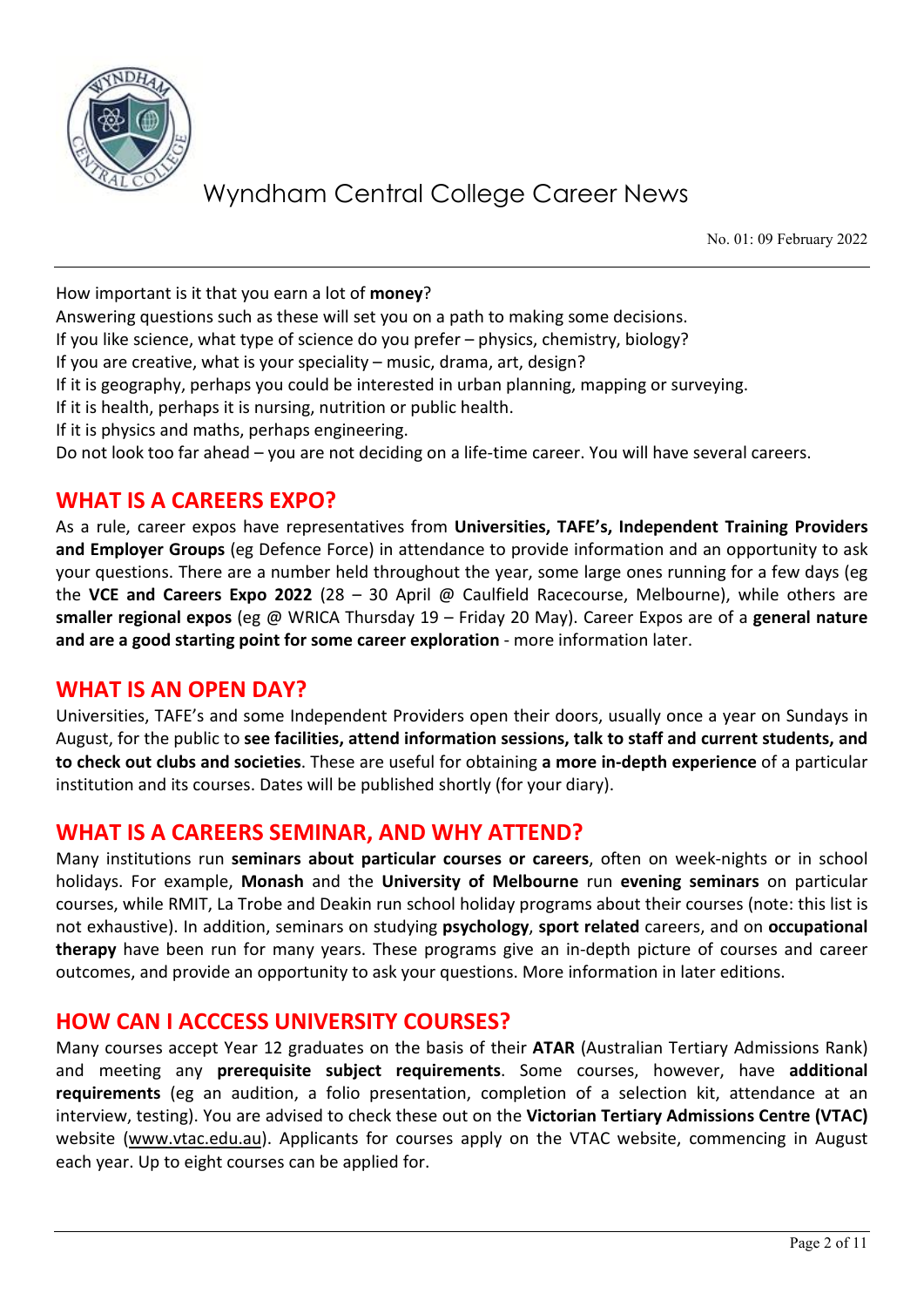How important is it that you earn a lot of **money**?
Answering questions such as these will set you on a path to making some decisions.
If you like science, what type of science do you prefer – physics, chemistry, biology?
If you are creative, what is your speciality – music, drama, art, design?
If it is geography, perhaps you could be interested in urban planning, mapping or surveying.
If it is health, perhaps it is nursing, nutrition or public health.
If it is physics and maths, perhaps engineering.
Do not look too far ahead – you are not deciding on a life-time career. You will have several careers.

## WHAT IS A CAREERS EXPO?

As a rule, career expos have representatives from **Universities, TAFE's, Independent Training Providers and Employer Groups** (eg Defence Force) in attendance to provide information and an opportunity to ask your questions. There are a number held throughout the year, some large ones running for a few days (eg the **VCE and Careers Expo 2022** (28 – 30 April @ Caulfield Racecourse, Melbourne), while others are **smaller regional expos** (eg @ WRICA Thursday 19 – Friday 20 May). Career Expos are of a **general nature and are a good starting point for some career exploration** - more information later.

## WHAT IS AN OPEN DAY?

Universities, TAFE's and some Independent Providers open their doors, usually once a year on Sundays in August, for the public to **see facilities, attend information sessions, talk to staff and current students, and to check out clubs and societies**. These are useful for obtaining **a more in-depth experience** of a particular institution and its courses. Dates will be published shortly (for your diary).

## WHAT IS A CAREERS SEMINAR, AND WHY ATTEND?

Many institutions run **seminars about particular courses or careers**, often on week-nights or in school holidays. For example, **Monash** and the **University of Melbourne** run **evening seminars** on particular courses, while RMIT, La Trobe and Deakin run school holiday programs about their courses (note: this list is not exhaustive). In addition, seminars on studying **psychology**, **sport related** careers, and on **occupational therapy** have been run for many years. These programs give an in-depth picture of courses and career outcomes, and provide an opportunity to ask your questions. More information in later editions.

## HOW CAN I ACCCESS UNIVERSITY COURSES?

Many courses accept Year 12 graduates on the basis of their **ATAR** (Australian Tertiary Admissions Rank) and meeting any **prerequisite subject requirements**. Some courses, however, have **additional requirements** (eg an audition, a folio presentation, completion of a selection kit, attendance at an interview, testing). You are advised to check these out on the **Victorian Tertiary Admissions Centre (VTAC)** website (www.vtac.edu.au). Applicants for courses apply on the VTAC website, commencing in August each year. Up to eight courses can be applied for.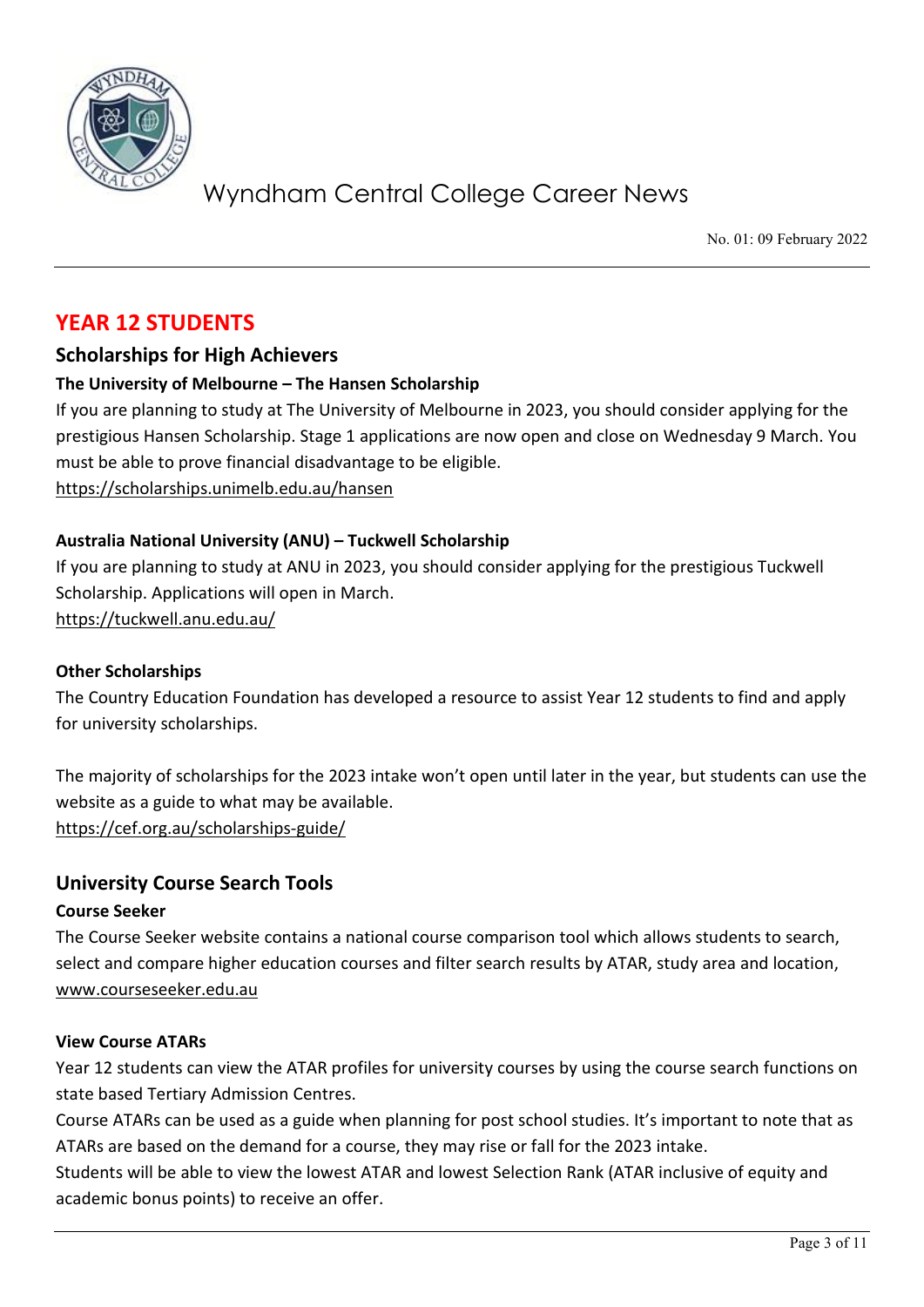# YEAR 12 STUDENTS

## Scholarships for High Achievers

### The University of Melbourne – The Hansen Scholarship

If you are planning to study at The University of Melbourne in 2023, you should consider applying for the prestigious Hansen Scholarship. Stage 1 applications are now open and close on Wednesday 9 March. You must be able to prove financial disadvantage to be eligible.
https://scholarships.unimelb.edu.au/hansen

### Australia National University (ANU) – Tuckwell Scholarship

If you are planning to study at ANU in 2023, you should consider applying for the prestigious Tuckwell Scholarship. Applications will open in March.
https://tuckwell.anu.edu.au/

### Other Scholarships

The Country Education Foundation has developed a resource to assist Year 12 students to find and apply for university scholarships.

The majority of scholarships for the 2023 intake won't open until later in the year, but students can use the website as a guide to what may be available.
https://cef.org.au/scholarships-guide/

## University Course Search Tools

### Course Seeker

The Course Seeker website contains a national course comparison tool which allows students to search, select and compare higher education courses and filter search results by ATAR, study area and location, www.courseseeker.edu.au

### View Course ATARs

Year 12 students can view the ATAR profiles for university courses by using the course search functions on state based Tertiary Admission Centres.
Course ATARs can be used as a guide when planning for post school studies. It's important to note that as ATARs are based on the demand for a course, they may rise or fall for the 2023 intake.
Students will be able to view the lowest ATAR and lowest Selection Rank (ATAR inclusive of equity and academic bonus points) to receive an offer.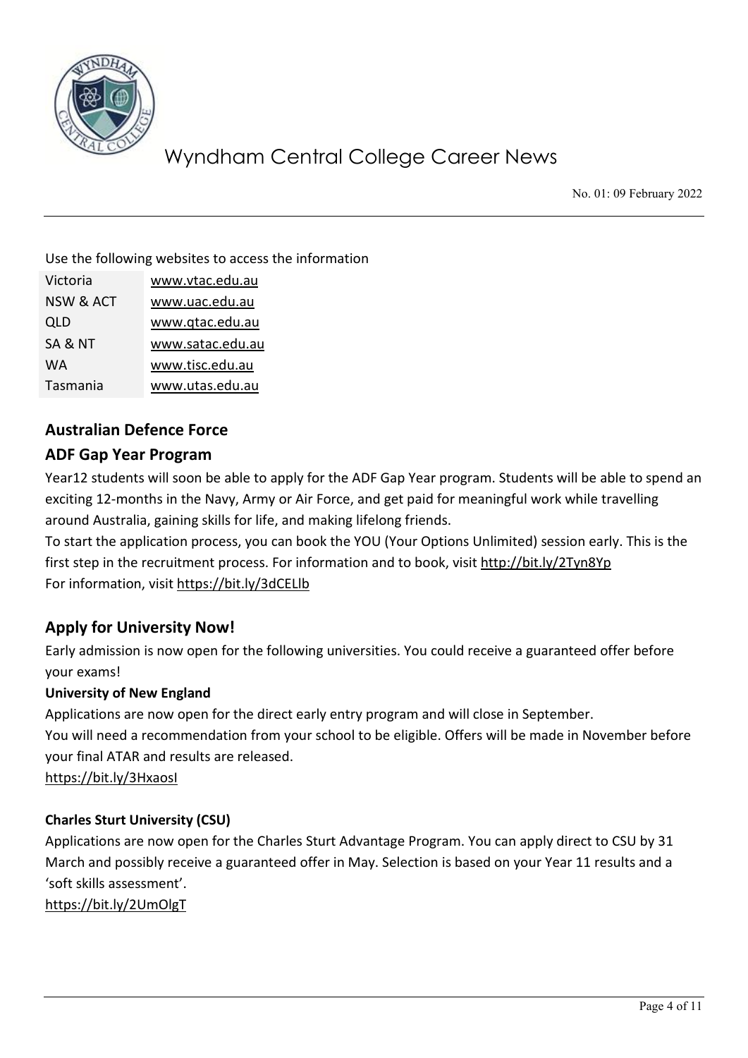Use the following websites to access the information

| | |
|---|---|
| Victoria | www.vtac.edu.au |
| NSW & ACT | www.uac.edu.au |
| QLD | www.qtac.edu.au |
| SA & NT | www.satac.edu.au |
| WA | www.tisc.edu.au |
| Tasmania | www.utas.edu.au |

## Australian Defence Force

## ADF Gap Year Program

Year12 students will soon be able to apply for the ADF Gap Year program. Students will be able to spend an exciting 12-months in the Navy, Army or Air Force, and get paid for meaningful work while travelling around Australia, gaining skills for life, and making lifelong friends.

To start the application process, you can book the YOU (Your Options Unlimited) session early. This is the first step in the recruitment process. For information and to book, visit http://bit.ly/2Tyn8Yp

For information, visit https://bit.ly/3dCELlb

## Apply for University Now!

Early admission is now open for the following universities. You could receive a guaranteed offer before your exams!

**University of New England**

Applications are now open for the direct early entry program and will close in September.

You will need a recommendation from your school to be eligible. Offers will be made in November before your final ATAR and results are released.

https://bit.ly/3HxaosI

**Charles Sturt University (CSU)**

Applications are now open for the Charles Sturt Advantage Program. You can apply direct to CSU by 31 March and possibly receive a guaranteed offer in May. Selection is based on your Year 11 results and a 'soft skills assessment'.

https://bit.ly/2UmOlgT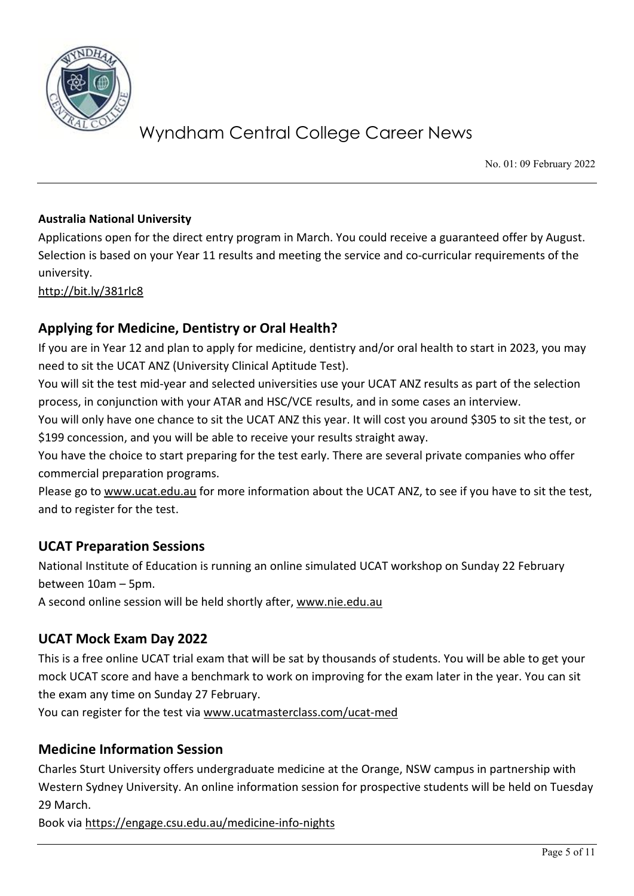**Australia National University**

Applications open for the direct entry program in March. You could receive a guaranteed offer by August. Selection is based on your Year 11 results and meeting the service and co-curricular requirements of the university.

http://bit.ly/381rlc8

## Applying for Medicine, Dentistry or Oral Health?

If you are in Year 12 and plan to apply for medicine, dentistry and/or oral health to start in 2023, you may need to sit the UCAT ANZ (University Clinical Aptitude Test).

You will sit the test mid-year and selected universities use your UCAT ANZ results as part of the selection process, in conjunction with your ATAR and HSC/VCE results, and in some cases an interview.

You will only have one chance to sit the UCAT ANZ this year. It will cost you around $305 to sit the test, or $199 concession, and you will be able to receive your results straight away.

You have the choice to start preparing for the test early. There are several private companies who offer commercial preparation programs.

Please go to www.ucat.edu.au for more information about the UCAT ANZ, to see if you have to sit the test, and to register for the test.

## UCAT Preparation Sessions

National Institute of Education is running an online simulated UCAT workshop on Sunday 22 February between 10am – 5pm.

A second online session will be held shortly after, www.nie.edu.au

## UCAT Mock Exam Day 2022

This is a free online UCAT trial exam that will be sat by thousands of students. You will be able to get your mock UCAT score and have a benchmark to work on improving for the exam later in the year. You can sit the exam any time on Sunday 27 February.

You can register for the test via www.ucatmasterclass.com/ucat-med

## Medicine Information Session

Charles Sturt University offers undergraduate medicine at the Orange, NSW campus in partnership with Western Sydney University. An online information session for prospective students will be held on Tuesday 29 March.

Book via https://engage.csu.edu.au/medicine-info-nights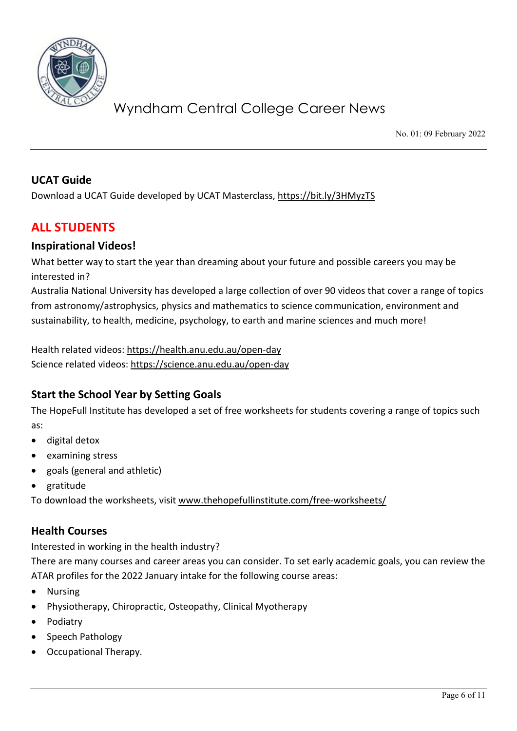## UCAT Guide

Download a UCAT Guide developed by UCAT Masterclass, https://bit.ly/3HMyzTS

# ALL STUDENTS

## Inspirational Videos!

What better way to start the year than dreaming about your future and possible careers you may be interested in?

Australia National University has developed a large collection of over 90 videos that cover a range of topics from astronomy/astrophysics, physics and mathematics to science communication, environment and sustainability, to health, medicine, psychology, to earth and marine sciences and much more!

Health related videos: https://health.anu.edu.au/open-day
Science related videos: https://science.anu.edu.au/open-day

## Start the School Year by Setting Goals

The HopeFull Institute has developed a set of free worksheets for students covering a range of topics such as:

- digital detox
- examining stress
- goals (general and athletic)
- gratitude

To download the worksheets, visit www.thehopefullinstitute.com/free-worksheets/

## Health Courses

Interested in working in the health industry?

There are many courses and career areas you can consider. To set early academic goals, you can review the ATAR profiles for the 2022 January intake for the following course areas:

- Nursing
- Physiotherapy, Chiropractic, Osteopathy, Clinical Myotherapy
- Podiatry
- Speech Pathology
- Occupational Therapy.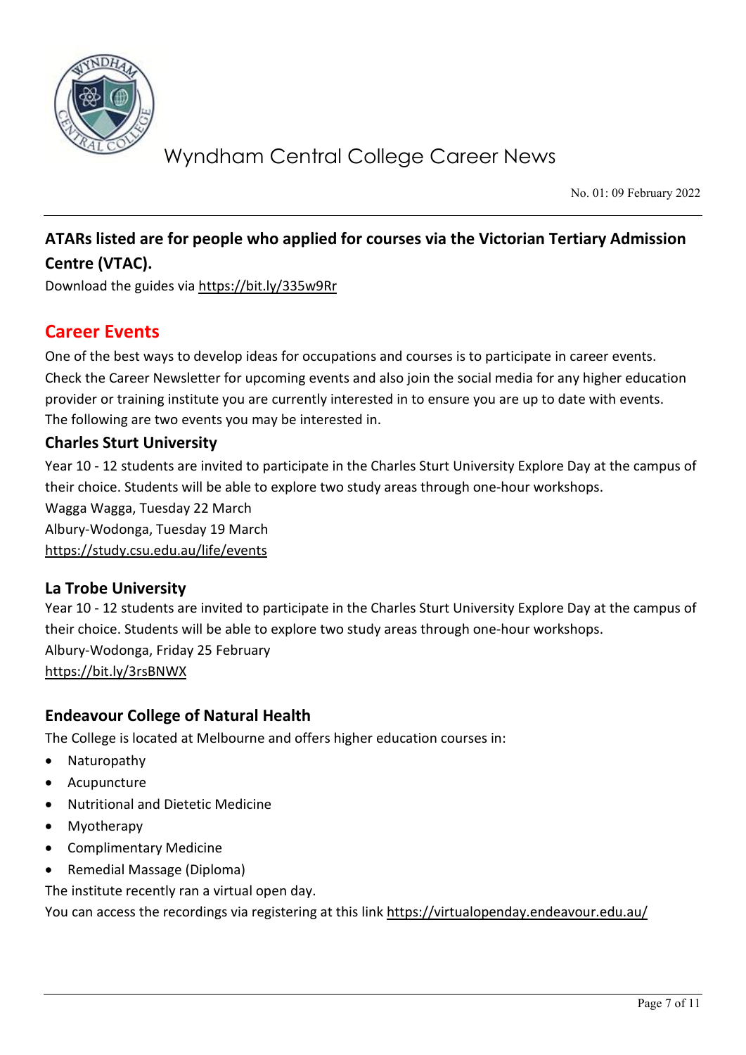**ATARs listed are for people who applied for courses via the Victorian Tertiary Admission Centre (VTAC).**

Download the guides via https://bit.ly/335w9Rr

## Career Events

One of the best ways to develop ideas for occupations and courses is to participate in career events. Check the Career Newsletter for upcoming events and also join the social media for any higher education provider or training institute you are currently interested in to ensure you are up to date with events. The following are two events you may be interested in.

### Charles Sturt University

Year 10 - 12 students are invited to participate in the Charles Sturt University Explore Day at the campus of their choice. Students will be able to explore two study areas through one-hour workshops.
Wagga Wagga, Tuesday 22 March
Albury-Wodonga, Tuesday 19 March
https://study.csu.edu.au/life/events

### La Trobe University

Year 10 - 12 students are invited to participate in the Charles Sturt University Explore Day at the campus of their choice. Students will be able to explore two study areas through one-hour workshops.
Albury-Wodonga, Friday 25 February
https://bit.ly/3rsBNWX

### Endeavour College of Natural Health

The College is located at Melbourne and offers higher education courses in:

- Naturopathy
- Acupuncture
- Nutritional and Dietetic Medicine
- Myotherapy
- Complimentary Medicine
- Remedial Massage (Diploma)

The institute recently ran a virtual open day.
You can access the recordings via registering at this link https://virtualopenday.endeavour.edu.au/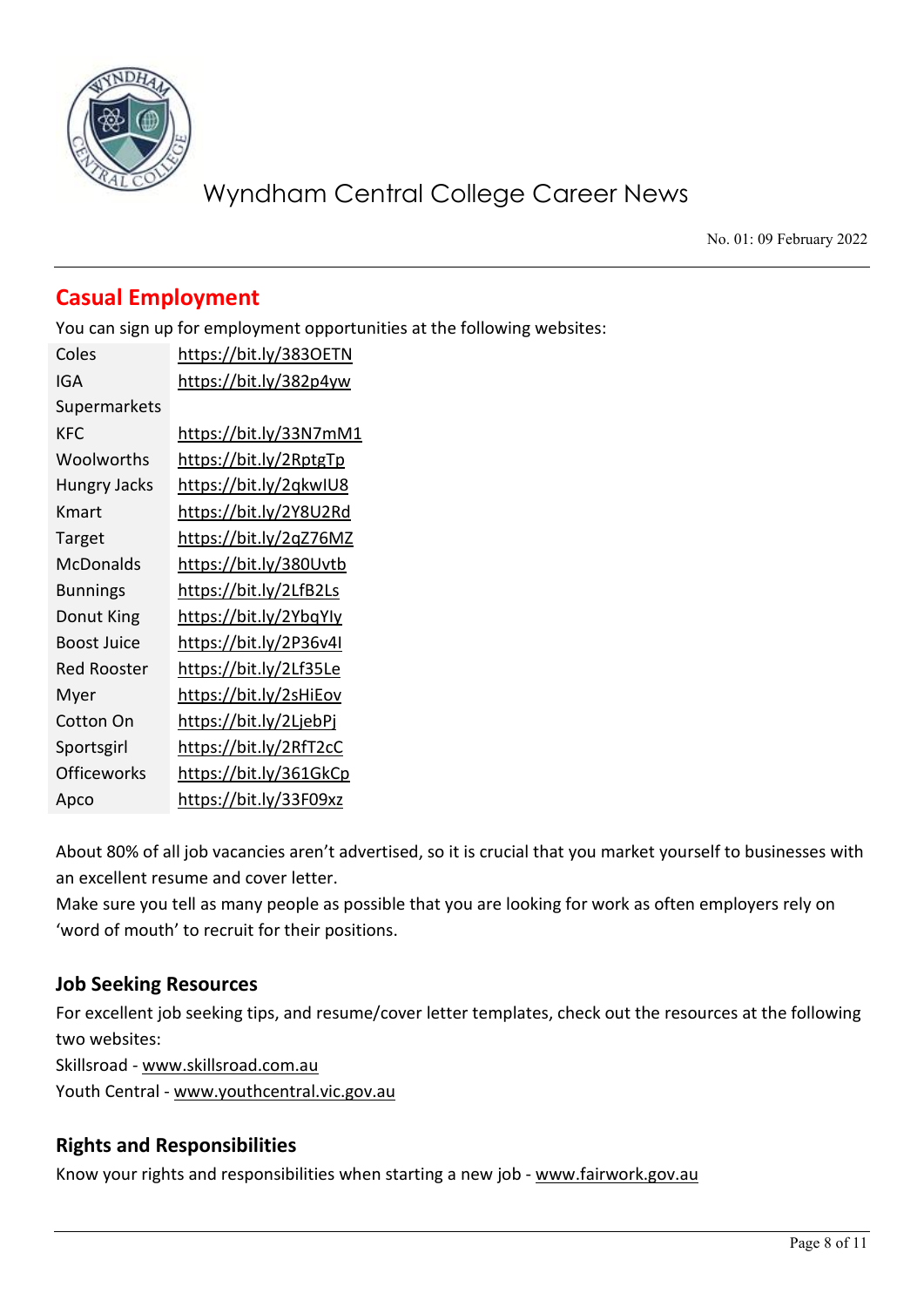## Casual Employment

You can sign up for employment opportunities at the following websites:

| | |
|---|---|
| Coles | https://bit.ly/383OETN |
| IGA Supermarkets | https://bit.ly/382p4yw |
| KFC | https://bit.ly/33N7mM1 |
| Woolworths | https://bit.ly/2RptgTp |
| Hungry Jacks | https://bit.ly/2qkwIU8 |
| Kmart | https://bit.ly/2Y8U2Rd |
| Target | https://bit.ly/2qZ76MZ |
| McDonalds | https://bit.ly/380Uvtb |
| Bunnings | https://bit.ly/2LfB2Ls |
| Donut King | https://bit.ly/2YbqYIy |
| Boost Juice | https://bit.ly/2P36v4I |
| Red Rooster | https://bit.ly/2Lf35Le |
| Myer | https://bit.ly/2sHiEov |
| Cotton On | https://bit.ly/2LjebPj |
| Sportsgirl | https://bit.ly/2RfT2cC |
| Officeworks | https://bit.ly/361GkCp |
| Apco | https://bit.ly/33F09xz |

About 80% of all job vacancies aren't advertised, so it is crucial that you market yourself to businesses with an excellent resume and cover letter.
Make sure you tell as many people as possible that you are looking for work as often employers rely on 'word of mouth' to recruit for their positions.

### Job Seeking Resources

For excellent job seeking tips, and resume/cover letter templates, check out the resources at the following two websites:
Skillsroad - www.skillsroad.com.au
Youth Central - www.youthcentral.vic.gov.au

### Rights and Responsibilities

Know your rights and responsibilities when starting a new job - www.fairwork.gov.au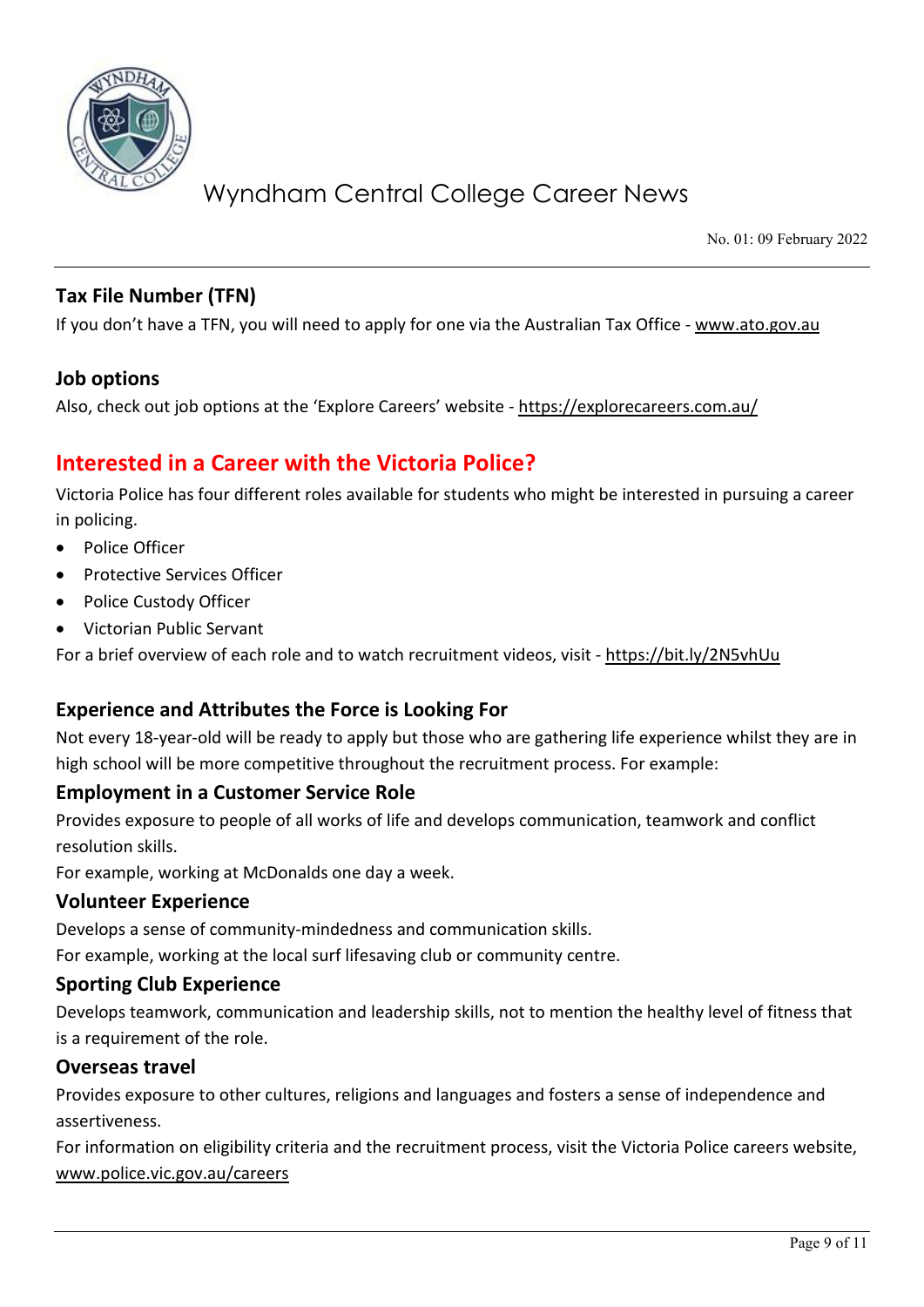### Tax File Number (TFN)

If you don't have a TFN, you will need to apply for one via the Australian Tax Office - www.ato.gov.au

### Job options

Also, check out job options at the 'Explore Careers' website - https://explorecareers.com.au/

## Interested in a Career with the Victoria Police?

Victoria Police has four different roles available for students who might be interested in pursuing a career in policing.

- Police Officer
- Protective Services Officer
- Police Custody Officer
- Victorian Public Servant

For a brief overview of each role and to watch recruitment videos, visit - https://bit.ly/2N5vhUu

### Experience and Attributes the Force is Looking For

Not every 18-year-old will be ready to apply but those who are gathering life experience whilst they are in high school will be more competitive throughout the recruitment process. For example:

### Employment in a Customer Service Role

Provides exposure to people of all works of life and develops communication, teamwork and conflict resolution skills.

For example, working at McDonalds one day a week.

### Volunteer Experience

Develops a sense of community-mindedness and communication skills.

For example, working at the local surf lifesaving club or community centre.

### Sporting Club Experience

Develops teamwork, communication and leadership skills, not to mention the healthy level of fitness that is a requirement of the role.

### Overseas travel

Provides exposure to other cultures, religions and languages and fosters a sense of independence and assertiveness.

For information on eligibility criteria and the recruitment process, visit the Victoria Police careers website, www.police.vic.gov.au/careers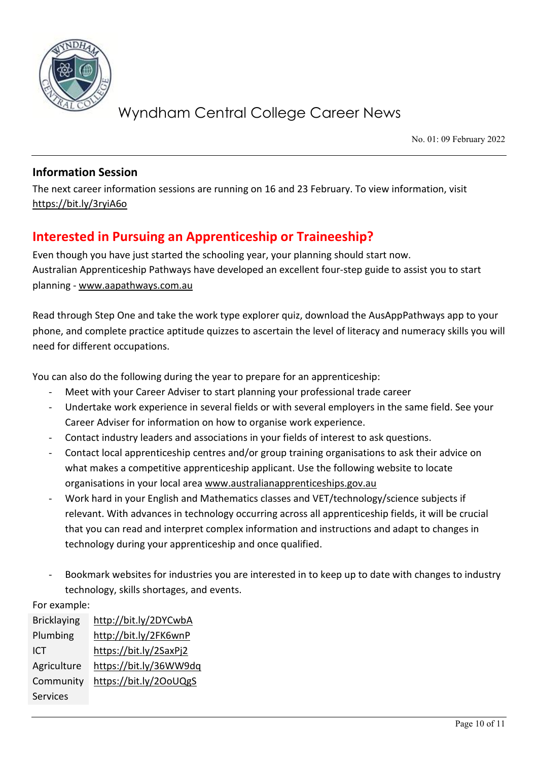## Information Session

The next career information sessions are running on 16 and 23 February. To view information, visit https://bit.ly/3ryiA6o

## Interested in Pursuing an Apprenticeship or Traineeship?

Even though you have just started the schooling year, your planning should start now.
Australian Apprenticeship Pathways have developed an excellent four-step guide to assist you to start planning - www.aapathways.com.au

Read through Step One and take the work type explorer quiz, download the AusAppPathways app to your phone, and complete practice aptitude quizzes to ascertain the level of literacy and numeracy skills you will need for different occupations.

You can also do the following during the year to prepare for an apprenticeship:

- Meet with your Career Adviser to start planning your professional trade career
- Undertake work experience in several fields or with several employers in the same field. See your Career Adviser for information on how to organise work experience.
- Contact industry leaders and associations in your fields of interest to ask questions.
- Contact local apprenticeship centres and/or group training organisations to ask their advice on what makes a competitive apprenticeship applicant. Use the following website to locate organisations in your local area www.australianapprenticeships.gov.au
- Work hard in your English and Mathematics classes and VET/technology/science subjects if relevant. With advances in technology occurring across all apprenticeship fields, it will be crucial that you can read and interpret complex information and instructions and adapt to changes in technology during your apprenticeship and once qualified.
- Bookmark websites for industries you are interested in to keep up to date with changes to industry technology, skills shortages, and events.

For example:

| | |
|---|---|
| Bricklaying | http://bit.ly/2DYCwbA |
| Plumbing | http://bit.ly/2FK6wnP |
| ICT | https://bit.ly/2SaxPj2 |
| Agriculture | https://bit.ly/36WW9dq |
| Community Services | https://bit.ly/2OoUQgS |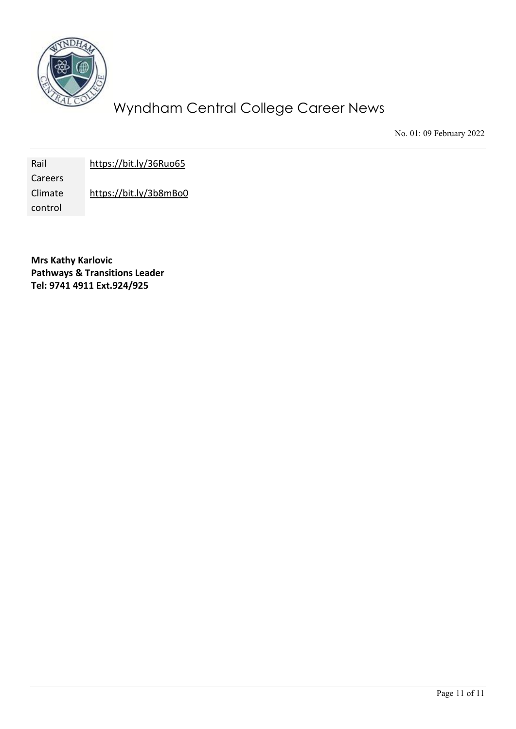| | |
|---|---|
| Rail Careers | https://bit.ly/36Ruo65 |
| Climate control | https://bit.ly/3b8mBo0 |

**Mrs Kathy Karlovic**
**Pathways & Transitions Leader**
**Tel: 9741 4911 Ext.924/925**